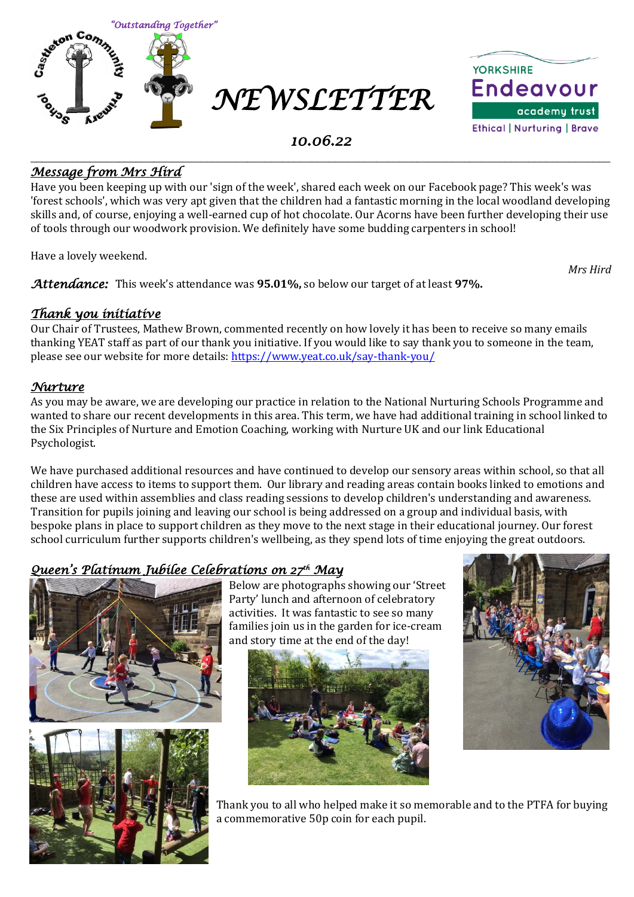"Outstanding Together"

# NEWSLETTER

YORKSHIRE Endeavour academy trust
Ethical | Nurturing | Brave

10.06.22

## Message from Mrs Hird

Have you been keeping up with our 'sign of the week', shared each week on our Facebook page? This week's was 'forest schools', which was very apt given that the children had a fantastic morning in the local woodland developing skills and, of course, enjoying a well-earned cup of hot chocolate. Our Acorns have been further developing their use of tools through our woodwork provision. We definitely have some budding carpenters in school!

Have a lovely weekend.

*Mrs Hird*

**Attendance:** This week's attendance was **95.01%,** so below our target of at least **97%.**

## Thank you initiative

Our Chair of Trustees, Mathew Brown, commented recently on how lovely it has been to receive so many emails thanking YEAT staff as part of our thank you initiative. If you would like to say thank you to someone in the team, please see our website for more details: https://www.yeat.co.uk/say-thank-you/

## Nurture

As you may be aware, we are developing our practice in relation to the National Nurturing Schools Programme and wanted to share our recent developments in this area. This term, we have had additional training in school linked to the Six Principles of Nurture and Emotion Coaching, working with Nurture UK and our link Educational Psychologist.

We have purchased additional resources and have continued to develop our sensory areas within school, so that all children have access to items to support them. Our library and reading areas contain books linked to emotions and these are used within assemblies and class reading sessions to develop children's understanding and awareness. Transition for pupils joining and leaving our school is being addressed on a group and individual basis, with bespoke plans in place to support children as they move to the next stage in their educational journey. Our forest school curriculum further supports children's wellbeing, as they spend lots of time enjoying the great outdoors.

## Queen's Platinum Jubilee Celebrations on 27th May

Below are photographs showing our 'Street Party' lunch and afternoon of celebratory activities. It was fantastic to see so many families join us in the garden for ice-cream and story time at the end of the day!

Thank you to all who helped make it so memorable and to the PTFA for buying a commemorative 50p coin for each pupil.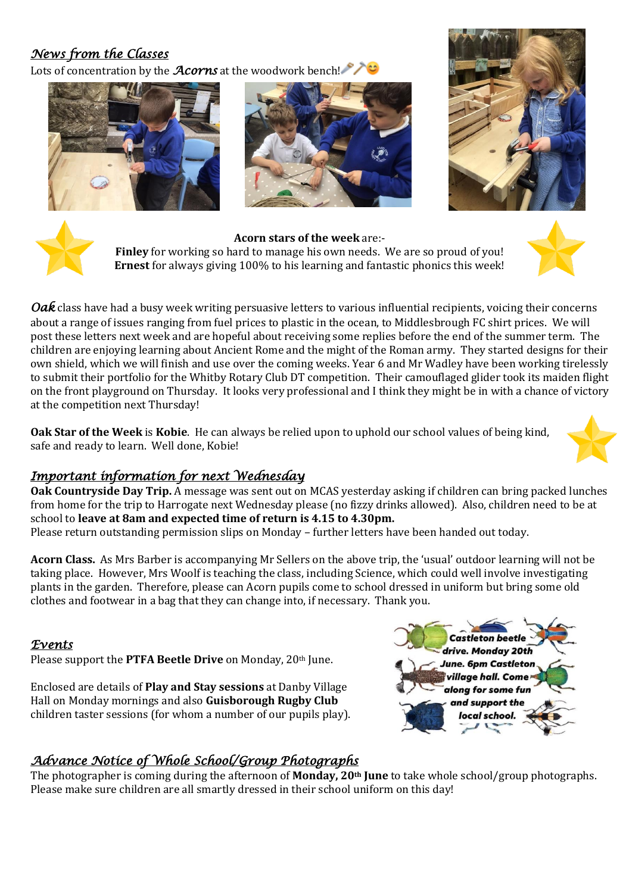## *News from the Classes*

Lots of concentration by the ***Acorns*** at the woodwork bench!

**Acorn stars of the week** are:-
**Finley** for working so hard to manage his own needs. We are so proud of you!
**Ernest** for always giving 100% to his learning and fantastic phonics this week!

***Oak*** class have had a busy week writing persuasive letters to various influential recipients, voicing their concerns about a range of issues ranging from fuel prices to plastic in the ocean, to Middlesbrough FC shirt prices. We will post these letters next week and are hopeful about receiving some replies before the end of the summer term. The children are enjoying learning about Ancient Rome and the might of the Roman army. They started designs for their own shield, which we will finish and use over the coming weeks. Year 6 and Mr Wadley have been working tirelessly to submit their portfolio for the Whitby Rotary Club DT competition. Their camouflaged glider took its maiden flight on the front playground on Thursday. It looks very professional and I think they might be in with a chance of victory at the competition next Thursday!

**Oak Star of the Week** is **Kobie**. He can always be relied upon to uphold our school values of being kind, safe and ready to learn. Well done, Kobie!

## *Important information for next Wednesday*

**Oak Countryside Day Trip.** A message was sent out on MCAS yesterday asking if children can bring packed lunches from home for the trip to Harrogate next Wednesday please (no fizzy drinks allowed). Also, children need to be at school to **leave at 8am and expected time of return is 4.15 to 4.30pm.**
Please return outstanding permission slips on Monday – further letters have been handed out today.

**Acorn Class.** As Mrs Barber is accompanying Mr Sellers on the above trip, the 'usual' outdoor learning will not be taking place. However, Mrs Woolf is teaching the class, including Science, which could well involve investigating plants in the garden. Therefore, please can Acorn pupils come to school dressed in uniform but bring some old clothes and footwear in a bag that they can change into, if necessary. Thank you.

## *Events*

Please support the **PTFA Beetle Drive** on Monday, 20th June.

***Castleton beetle drive. Monday 20th June. 6pm Castleton village hall. Come along for some fun and support the local school.***

Enclosed are details of **Play and Stay sessions** at Danby Village Hall on Monday mornings and also **Guisborough Rugby Club** children taster sessions (for whom a number of our pupils play).

## *Advance Notice of Whole School/Group Photographs*

The photographer is coming during the afternoon of **Monday, 20th June** to take whole school/group photographs. Please make sure children are all smartly dressed in their school uniform on this day!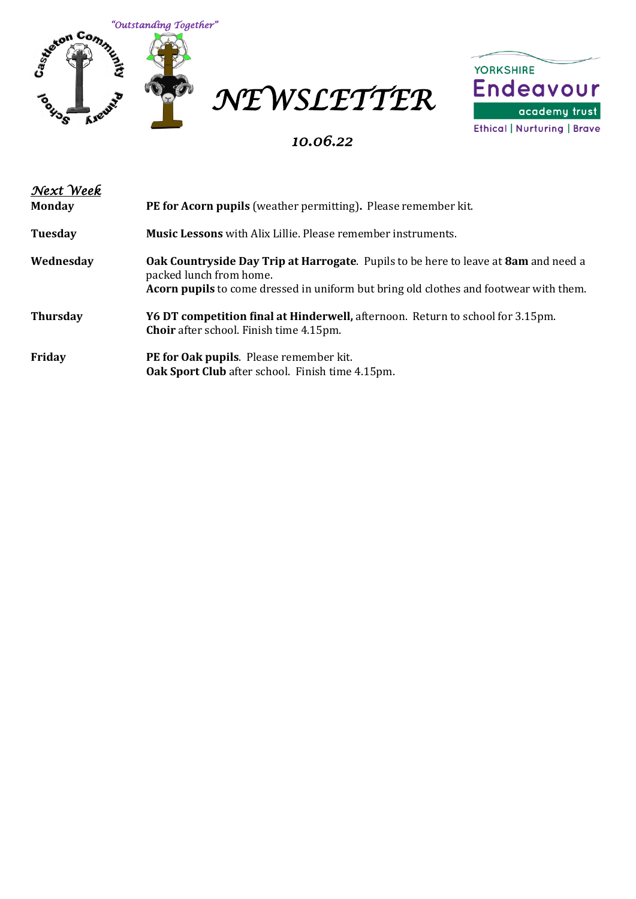"Outstanding Together"

# NEWSLETTER

*10.06.22*

## *Next Week*

| | |
|---|---|
| **Monday** | **PE for Acorn pupils** (weather permitting)**.** Please remember kit. |
| **Tuesday** | **Music Lessons** with Alix Lillie. Please remember instruments. |
| **Wednesday** | **Oak Countryside Day Trip at Harrogate**. Pupils to be here to leave at **8am** and need a packed lunch from home. **Acorn pupils** to come dressed in uniform but bring old clothes and footwear with them. |
| **Thursday** | **Y6 DT competition final at Hinderwell,** afternoon. Return to school for 3.15pm. **Choir** after school. Finish time 4.15pm. |
| **Friday** | **PE for Oak pupils**. Please remember kit. **Oak Sport Club** after school. Finish time 4.15pm. |